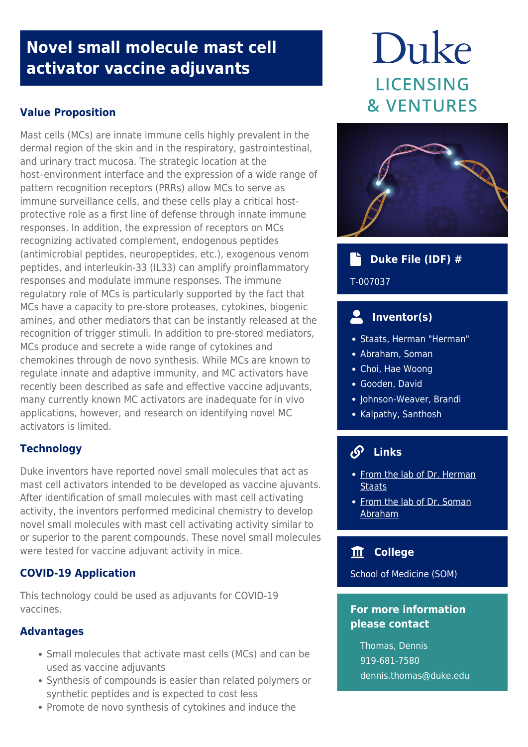# Novel small molecule mast cell activator vaccine adjuvants

## Value Proposition

Mast cells (MCs) are innate immune cells highly prevalent in the dermal region of the skin and in the respiratory, gastrointestinal, and urinary tract mucosa. The strategic location at the host–environment interface and the expression of a wide range of pattern recognition receptors (PRRs) allow MCs to serve as immune surveillance cells, and these cells play a critical host-protective role as a first line of defense through innate immune responses. In addition, the expression of receptors on MCs recognizing activated complement, endogenous peptides (antimicrobial peptides, neuropeptides, etc.), exogenous venom peptides, and interleukin-33 (IL33) can amplify proinflammatory responses and modulate immune responses. The immune regulatory role of MCs is particularly supported by the fact that MCs have a capacity to pre-store proteases, cytokines, biogenic amines, and other mediators that can be instantly released at the recognition of trigger stimuli. In addition to pre-stored mediators, MCs produce and secrete a wide range of cytokines and chemokines through de novo synthesis. While MCs are known to regulate innate and adaptive immunity, and MC activators have recently been described as safe and effective vaccine adjuvants, many currently known MC activators are inadequate for in vivo applications, however, and research on identifying novel MC activators is limited.

## Technology

Duke inventors have reported novel small molecules that act as mast cell activators intended to be developed as vaccine ajuvants. After identification of small molecules with mast cell activating activity, the inventors performed medicinal chemistry to develop novel small molecules with mast cell activating activity similar to or superior to the parent compounds. These novel small molecules were tested for vaccine adjuvant activity in mice.

## COVID-19 Application

This technology could be used as adjuvants for COVID-19 vaccines.

## Advantages

- Small molecules that activate mast cells (MCs) and can be used as vaccine adjuvants
- Synthesis of compounds is easier than related polymers or synthetic peptides and is expected to cost less
- Promote de novo synthesis of cytokines and induce the

Duke
LICENSING & VENTURES

### Duke File (IDF) #

T-007037

### Inventor(s)

- Staats, Herman "Herman"
- Abraham, Soman
- Choi, Hae Woong
- Gooden, David
- Johnson-Weaver, Brandi
- Kalpathy, Santhosh

### Links

- From the lab of Dr. Herman Staats
- From the lab of Dr. Soman Abraham

### College

School of Medicine (SOM)

### For more information please contact

Thomas, Dennis
919-681-7580
dennis.thomas@duke.edu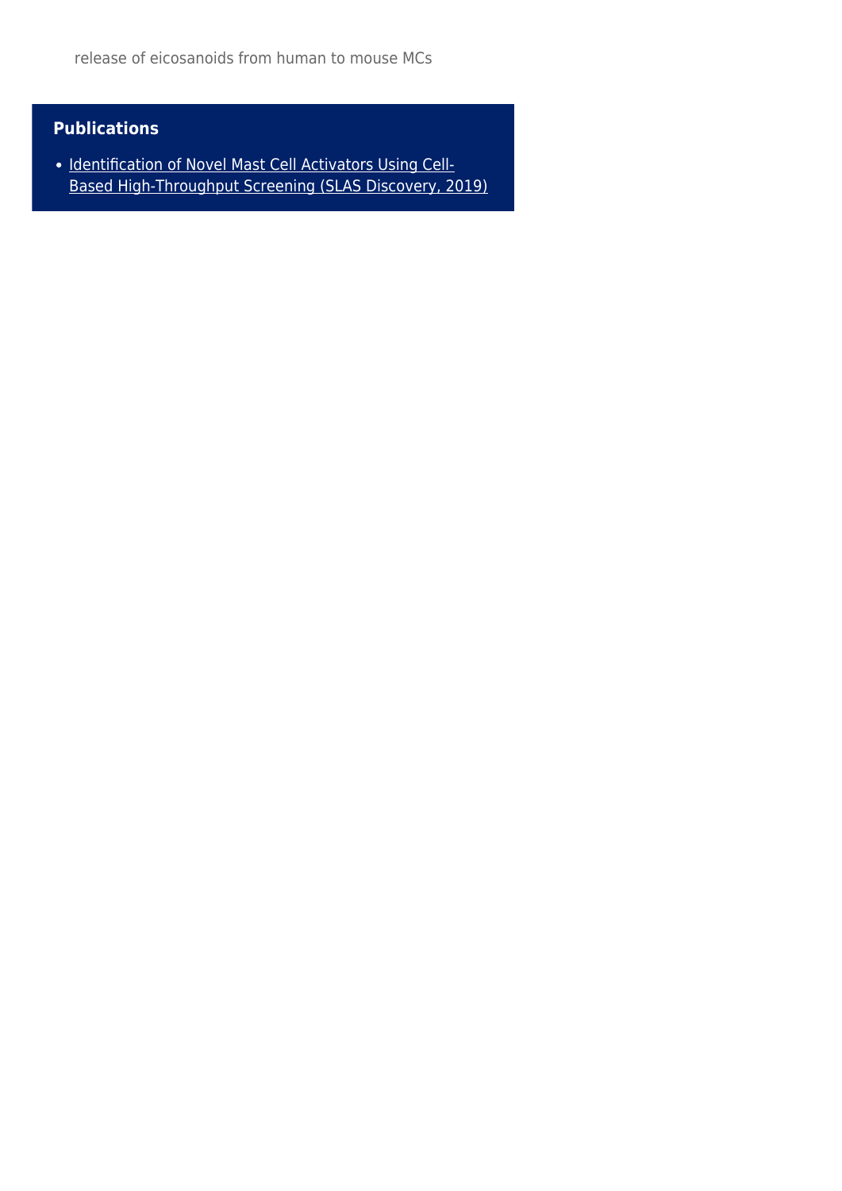release of eicosanoids from human to mouse MCs

## Publications

- Identification of Novel Mast Cell Activators Using Cell-Based High-Throughput Screening (SLAS Discovery, 2019)